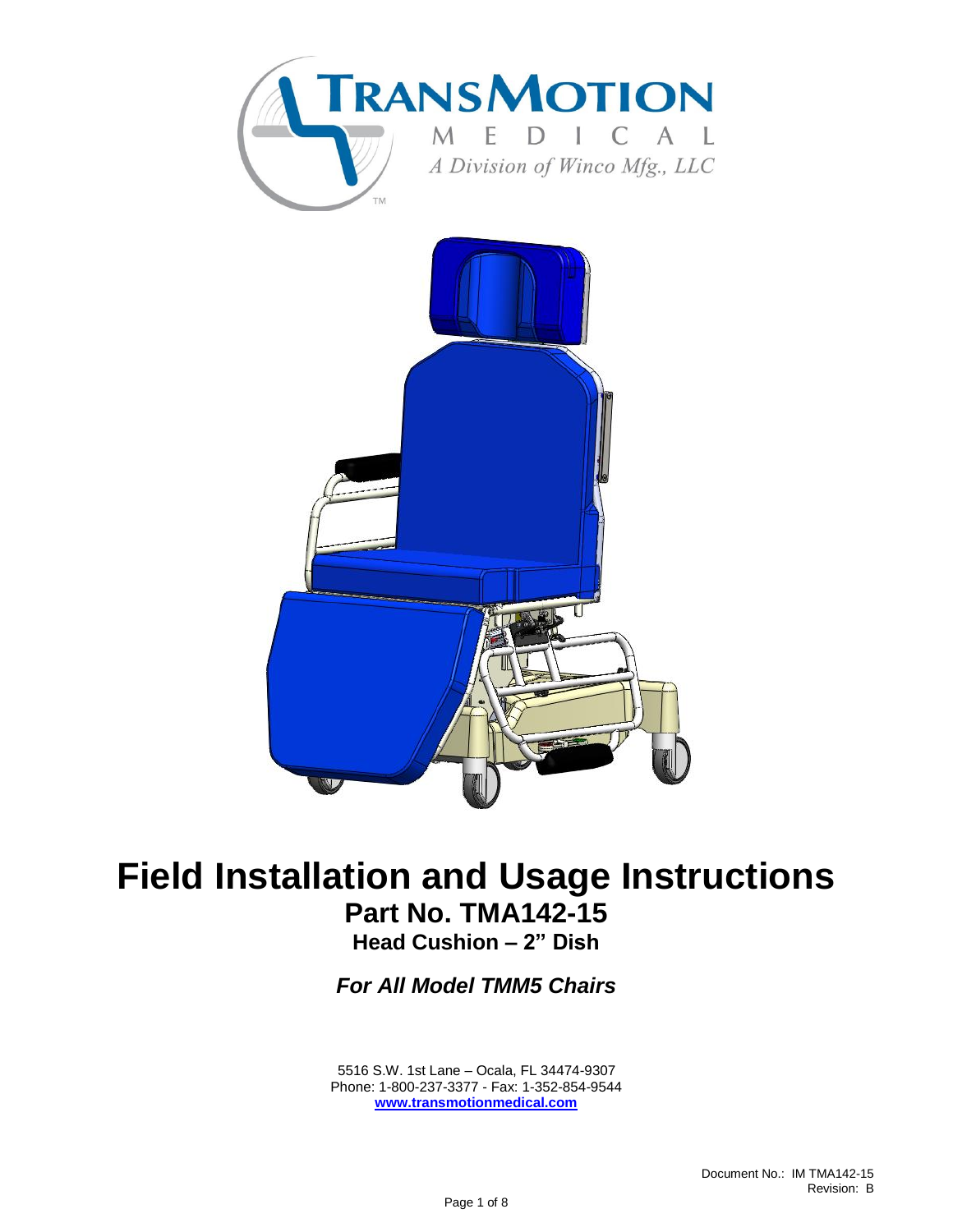TRANSMOTION
MEDICAL
*A Division of Winco Mfg., LLC*

# Field Installation and Usage Instructions

## Part No. TMA142-15

### Head Cushion – 2" Dish

***For All Model TMM5 Chairs***

5516 S.W. 1st Lane – Ocala, FL 34474-9307
Phone: 1-800-237-3377 - Fax: 1-352-854-9544
**www.transmotionmedical.com**

Document No.: IM TMA142-15
Revision: B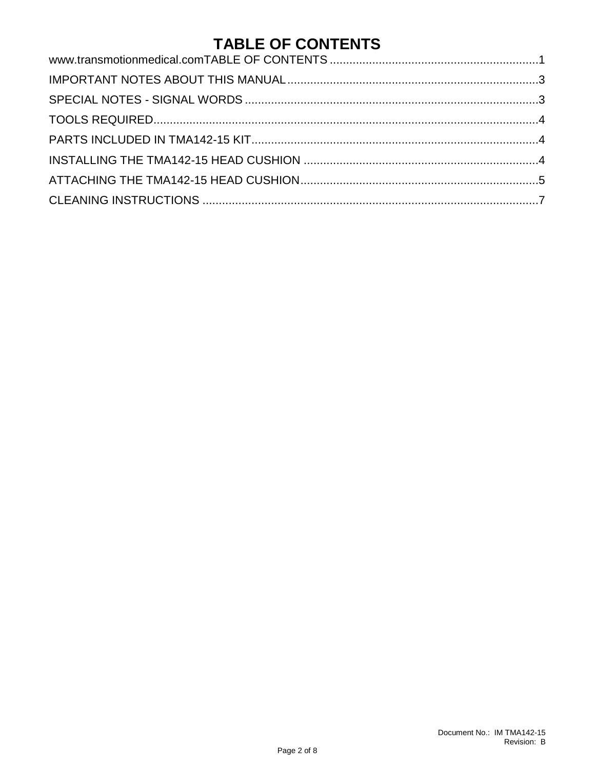# TABLE OF CONTENTS

www.transmotionmedical.comTABLE OF CONTENTS ............................................................... 1

IMPORTANT NOTES ABOUT THIS MANUAL ............................................................................ 3

SPECIAL NOTES - SIGNAL WORDS ......................................................................................... 3

TOOLS REQUIRED ...................................................................................................................... 4

PARTS INCLUDED IN TMA142-15 KIT ........................................................................................ 4

INSTALLING THE TMA142-15 HEAD CUSHION ........................................................................ 4

ATTACHING THE TMA142-15 HEAD CUSHION ......................................................................... 5

CLEANING INSTRUCTIONS ....................................................................................................... 7

Document No.: IM TMA142-15
Revision: B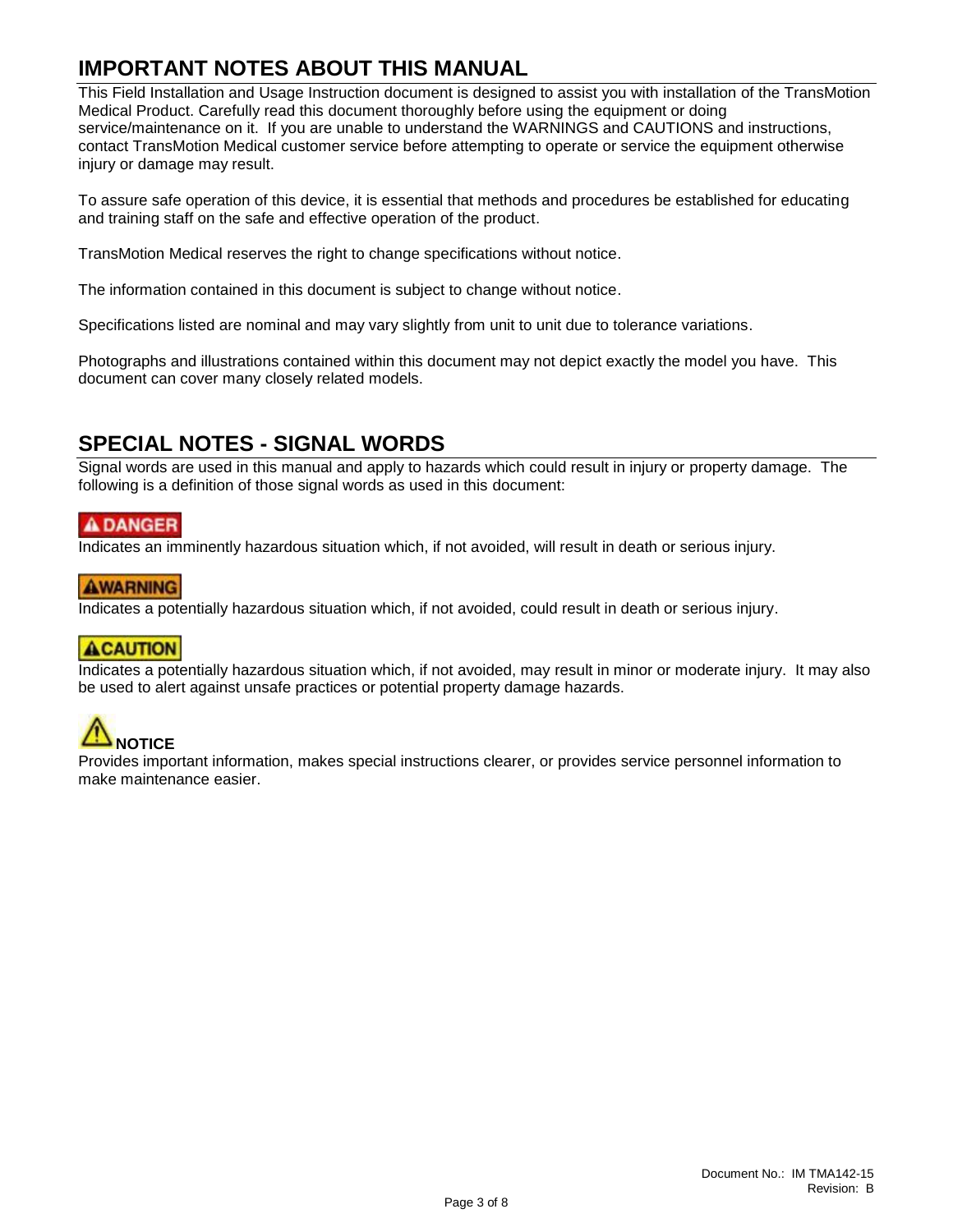## IMPORTANT NOTES ABOUT THIS MANUAL

This Field Installation and Usage Instruction document is designed to assist you with installation of the TransMotion Medical Product. Carefully read this document thoroughly before using the equipment or doing service/maintenance on it. If you are unable to understand the WARNINGS and CAUTIONS and instructions, contact TransMotion Medical customer service before attempting to operate or service the equipment otherwise injury or damage may result.

To assure safe operation of this device, it is essential that methods and procedures be established for educating and training staff on the safe and effective operation of the product.

TransMotion Medical reserves the right to change specifications without notice.

The information contained in this document is subject to change without notice.

Specifications listed are nominal and may vary slightly from unit to unit due to tolerance variations.

Photographs and illustrations contained within this document may not depict exactly the model you have. This document can cover many closely related models.

## SPECIAL NOTES - SIGNAL WORDS

Signal words are used in this manual and apply to hazards which could result in injury or property damage. The following is a definition of those signal words as used in this document:

**⚠ DANGER**

Indicates an imminently hazardous situation which, if not avoided, will result in death or serious injury.

**⚠ WARNING**

Indicates a potentially hazardous situation which, if not avoided, could result in death or serious injury.

**⚠ CAUTION**

Indicates a potentially hazardous situation which, if not avoided, may result in minor or moderate injury. It may also be used to alert against unsafe practices or potential property damage hazards.

**⚠ NOTICE**

Provides important information, makes special instructions clearer, or provides service personnel information to make maintenance easier.

Document No.: IM TMA142-15
Revision: B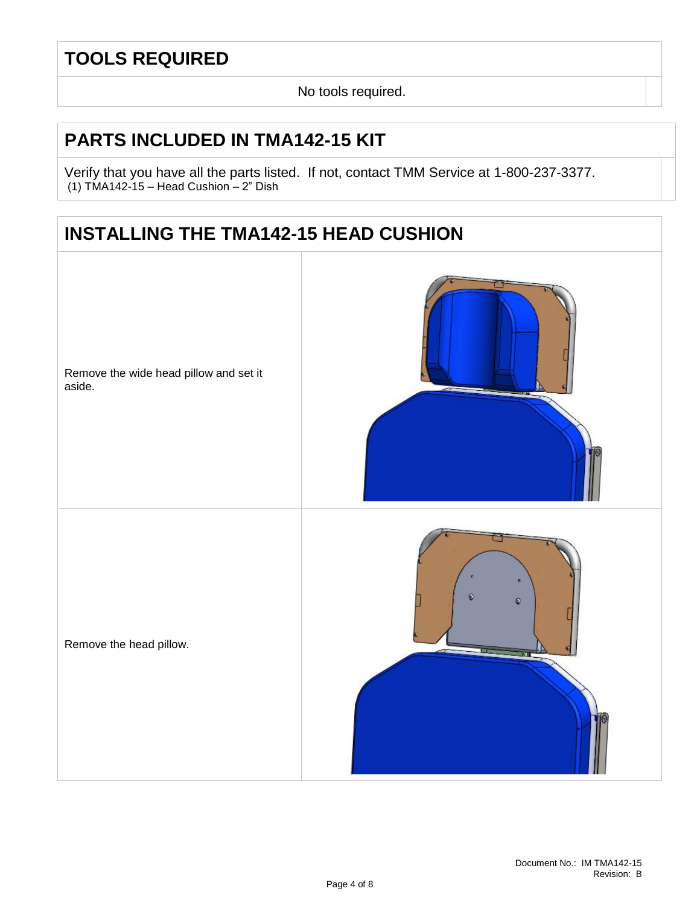## TOOLS REQUIRED

No tools required.

## PARTS INCLUDED IN TMA142-15 KIT

Verify that you have all the parts listed. If not, contact TMM Service at 1-800-237-3377.
(1) TMA142-15 – Head Cushion – 2" Dish

## INSTALLING THE TMA142-15 HEAD CUSHION

| | |
|---|---|
| Remove the wide head pillow and set it aside. | |
| Remove the head pillow. | |

Document No.: IM TMA142-15
Revision: B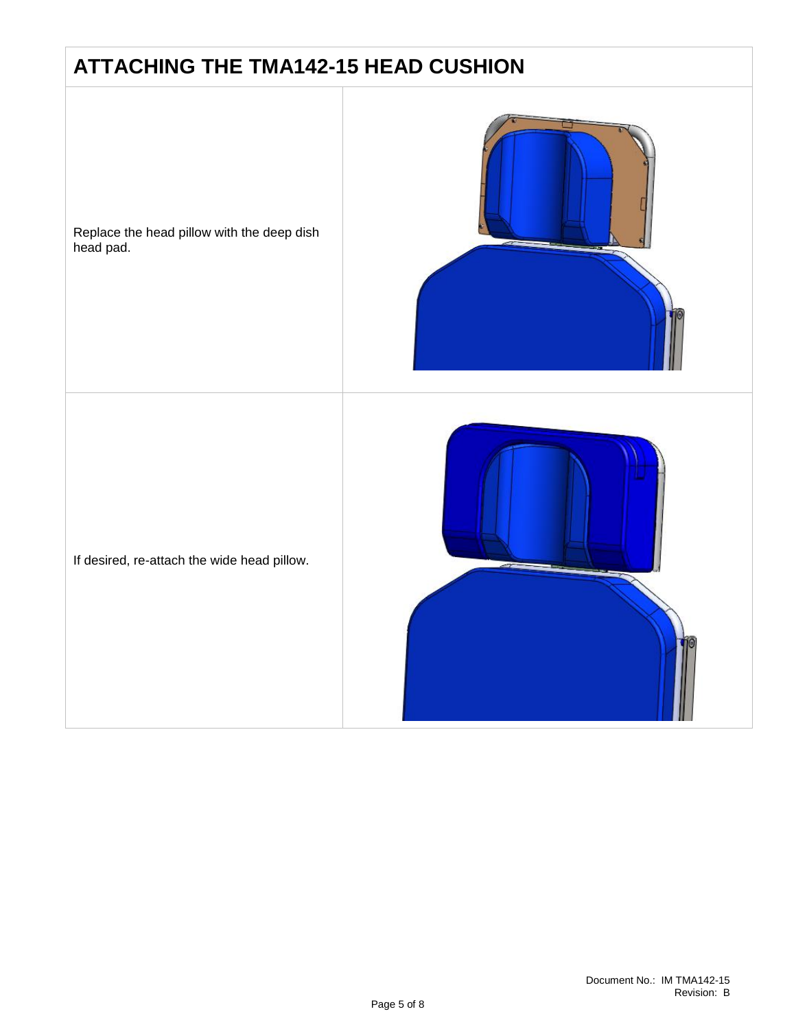# ATTACHING THE TMA142-15 HEAD CUSHION

| | |
|---|---|
| Replace the head pillow with the deep dish head pad. | |
| If desired, re-attach the wide head pillow. | |

Document No.: IM TMA142-15
Revision: B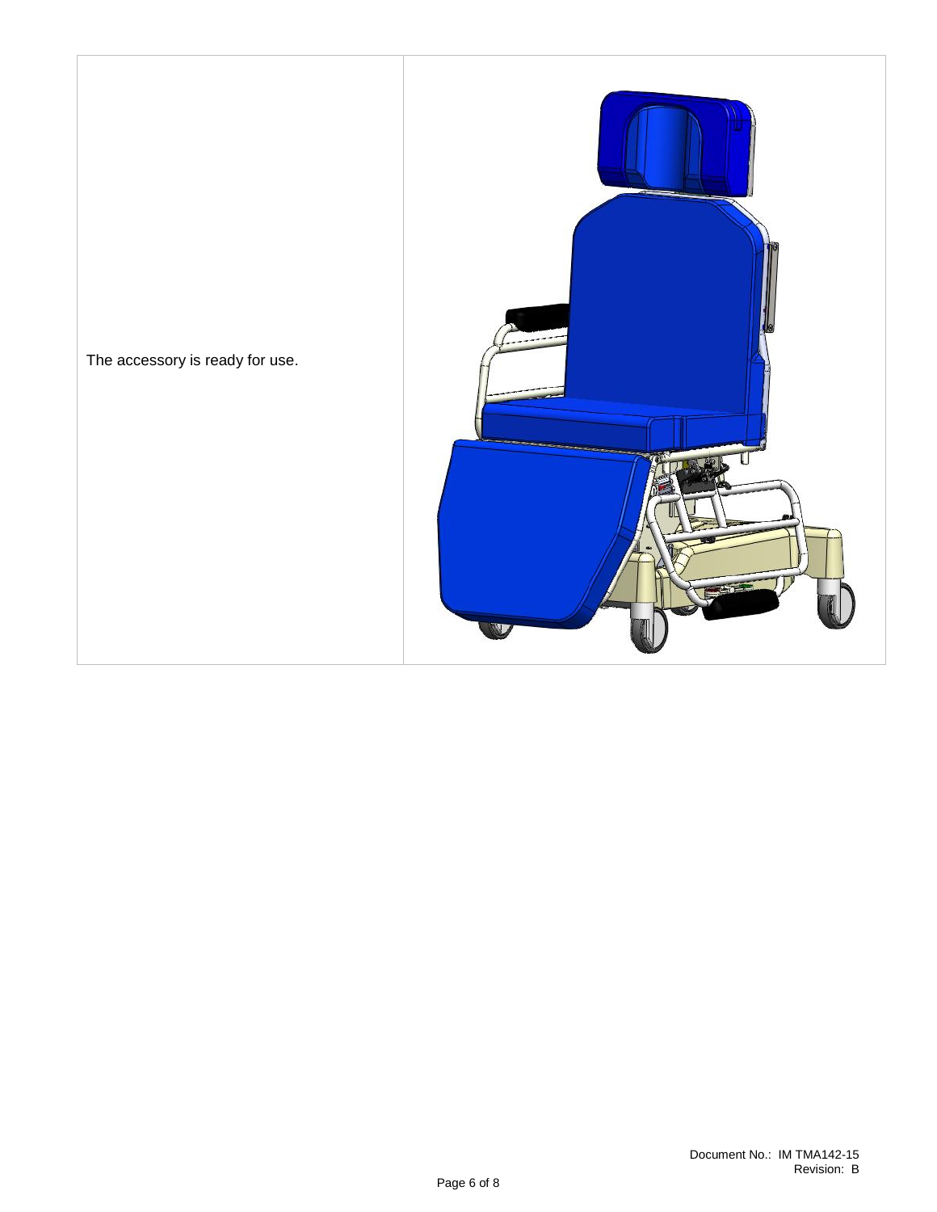| | |
|---|---|
| The accessory is ready for use. | |

Document No.: IM TMA142-15
Revision: B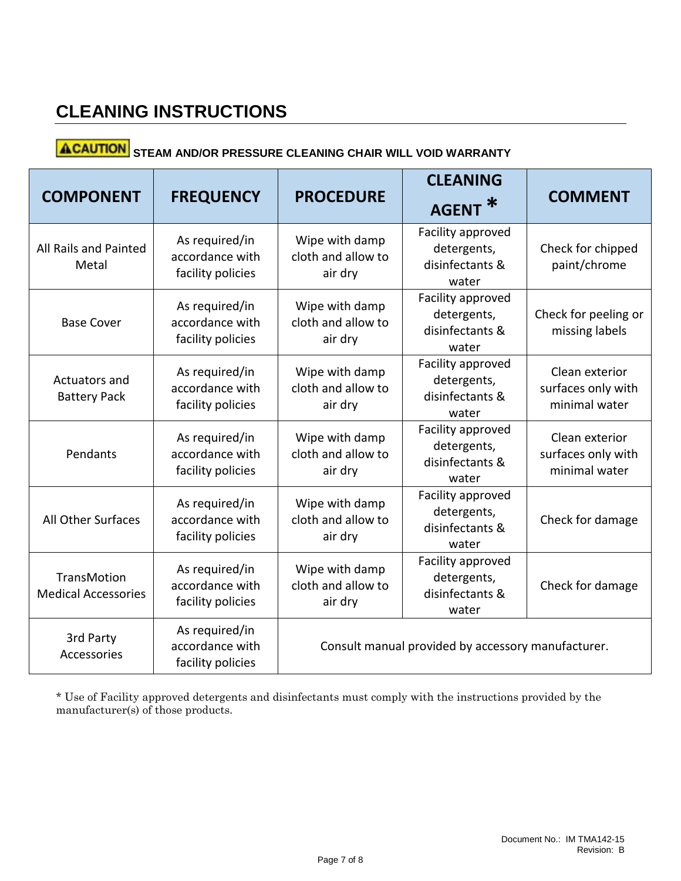# CLEANING INSTRUCTIONS

**⚠CAUTION** **STEAM AND/OR PRESSURE CLEANING CHAIR WILL VOID WARRANTY**

| COMPONENT | FREQUENCY | PROCEDURE | CLEANING AGENT * | COMMENT |
|---|---|---|---|---|
| All Rails and Painted Metal | As required/in accordance with facility policies | Wipe with damp cloth and allow to air dry | Facility approved detergents, disinfectants & water | Check for chipped paint/chrome |
| Base Cover | As required/in accordance with facility policies | Wipe with damp cloth and allow to air dry | Facility approved detergents, disinfectants & water | Check for peeling or missing labels |
| Actuators and Battery Pack | As required/in accordance with facility policies | Wipe with damp cloth and allow to air dry | Facility approved detergents, disinfectants & water | Clean exterior surfaces only with minimal water |
| Pendants | As required/in accordance with facility policies | Wipe with damp cloth and allow to air dry | Facility approved detergents, disinfectants & water | Clean exterior surfaces only with minimal water |
| All Other Surfaces | As required/in accordance with facility policies | Wipe with damp cloth and allow to air dry | Facility approved detergents, disinfectants & water | Check for damage |
| TransMotion Medical Accessories | As required/in accordance with facility policies | Wipe with damp cloth and allow to air dry | Facility approved detergents, disinfectants & water | Check for damage |
| 3rd Party Accessories | As required/in accordance with facility policies | Consult manual provided by accessory manufacturer. | | |

* Use of Facility approved detergents and disinfectants must comply with the instructions provided by the manufacturer(s) of those products.

Document No.: IM TMA142-15
Revision: B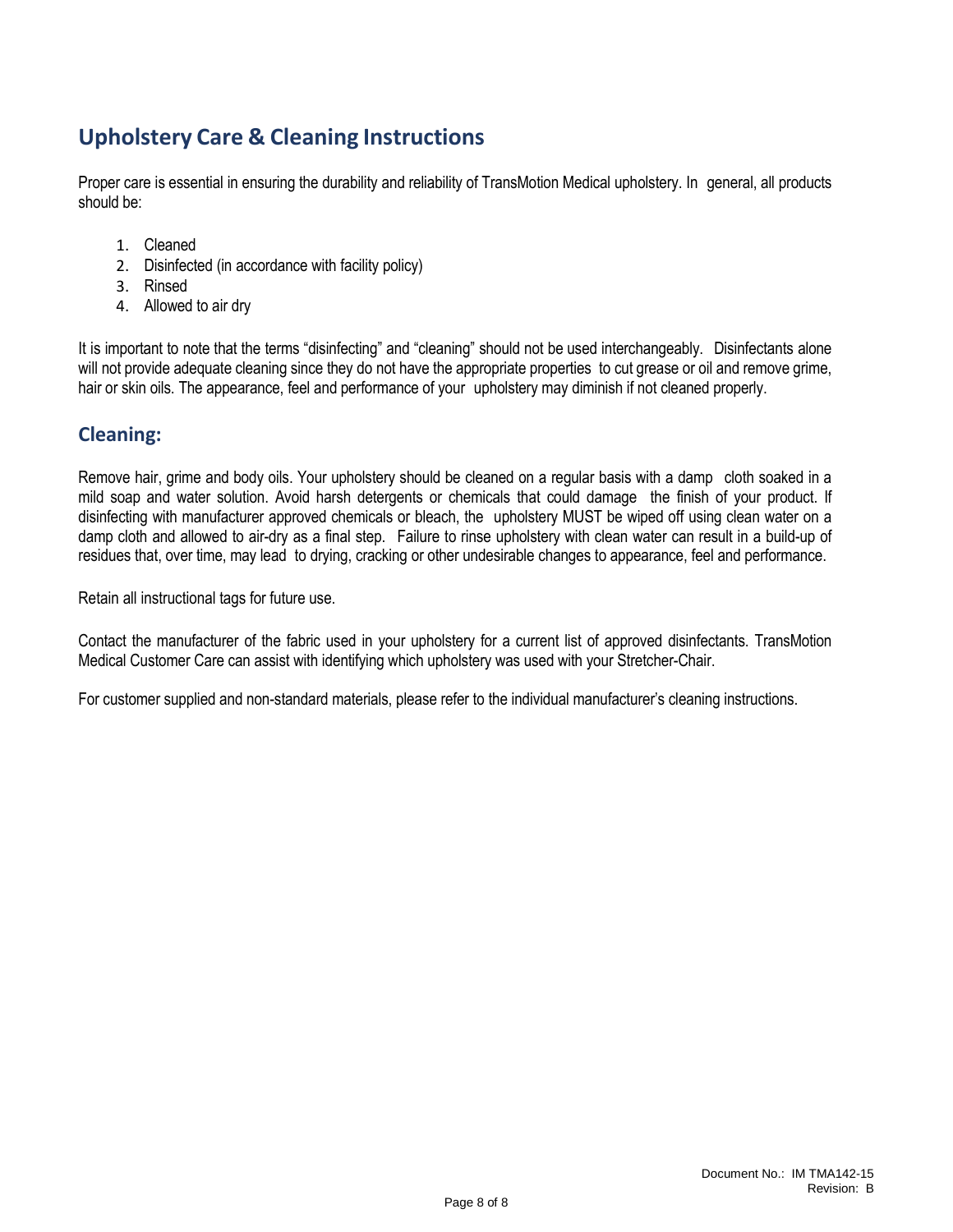## Upholstery Care & Cleaning Instructions

Proper care is essential in ensuring the durability and reliability of TransMotion Medical upholstery. In general, all products should be:

1. Cleaned
2. Disinfected (in accordance with facility policy)
3. Rinsed
4. Allowed to air dry

It is important to note that the terms "disinfecting" and "cleaning" should not be used interchangeably. Disinfectants alone will not provide adequate cleaning since they do not have the appropriate properties to cut grease or oil and remove grime, hair or skin oils. The appearance, feel and performance of your upholstery may diminish if not cleaned properly.

## Cleaning:

Remove hair, grime and body oils. Your upholstery should be cleaned on a regular basis with a damp cloth soaked in a mild soap and water solution. Avoid harsh detergents or chemicals that could damage the finish of your product. If disinfecting with manufacturer approved chemicals or bleach, the upholstery MUST be wiped off using clean water on a damp cloth and allowed to air-dry as a final step. Failure to rinse upholstery with clean water can result in a build-up of residues that, over time, may lead to drying, cracking or other undesirable changes to appearance, feel and performance.

Retain all instructional tags for future use.

Contact the manufacturer of the fabric used in your upholstery for a current list of approved disinfectants. TransMotion Medical Customer Care can assist with identifying which upholstery was used with your Stretcher-Chair.

For customer supplied and non-standard materials, please refer to the individual manufacturer's cleaning instructions.

Document No.: IM TMA142-15
Revision: B